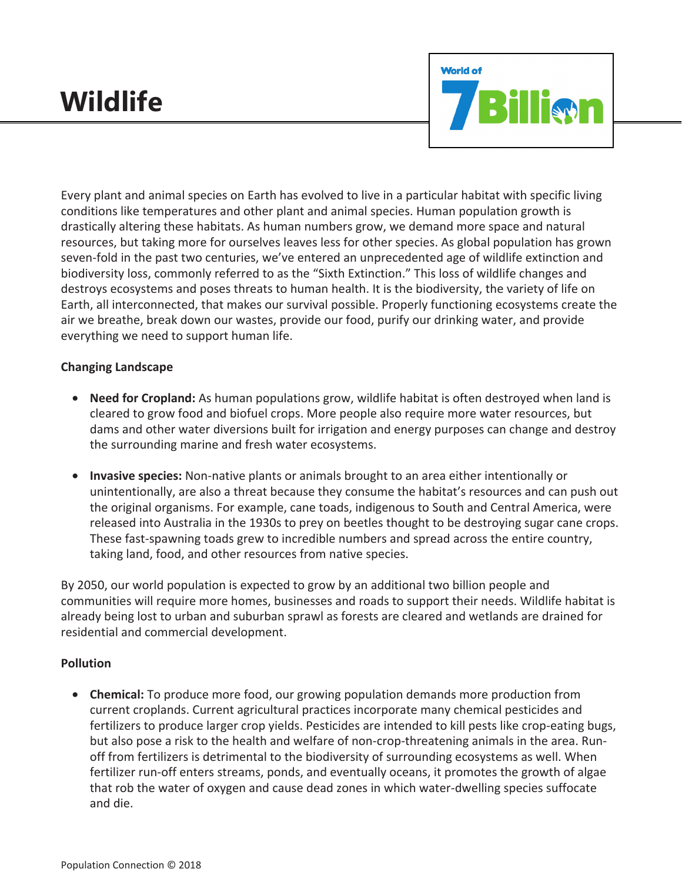# Wildlife

World of 7 Billion

Every plant and animal species on Earth has evolved to live in a particular habitat with specific living conditions like temperatures and other plant and animal species. Human population growth is drastically altering these habitats. As human numbers grow, we demand more space and natural resources, but taking more for ourselves leaves less for other species. As global population has grown seven-fold in the past two centuries, we've entered an unprecedented age of wildlife extinction and biodiversity loss, commonly referred to as the "Sixth Extinction." This loss of wildlife changes and destroys ecosystems and poses threats to human health. It is the biodiversity, the variety of life on Earth, all interconnected, that makes our survival possible. Properly functioning ecosystems create the air we breathe, break down our wastes, provide our food, purify our drinking water, and provide everything we need to support human life.

**Changing Landscape**

- **Need for Cropland:** As human populations grow, wildlife habitat is often destroyed when land is cleared to grow food and biofuel crops. More people also require more water resources, but dams and other water diversions built for irrigation and energy purposes can change and destroy the surrounding marine and fresh water ecosystems.

- **Invasive species:** Non-native plants or animals brought to an area either intentionally or unintentionally, are also a threat because they consume the habitat's resources and can push out the original organisms. For example, cane toads, indigenous to South and Central America, were released into Australia in the 1930s to prey on beetles thought to be destroying sugar cane crops. These fast-spawning toads grew to incredible numbers and spread across the entire country, taking land, food, and other resources from native species.

By 2050, our world population is expected to grow by an additional two billion people and communities will require more homes, businesses and roads to support their needs. Wildlife habitat is already being lost to urban and suburban sprawl as forests are cleared and wetlands are drained for residential and commercial development.

**Pollution**

- **Chemical:** To produce more food, our growing population demands more production from current croplands. Current agricultural practices incorporate many chemical pesticides and fertilizers to produce larger crop yields. Pesticides are intended to kill pests like crop-eating bugs, but also pose a risk to the health and welfare of non-crop-threatening animals in the area. Run-off from fertilizers is detrimental to the biodiversity of surrounding ecosystems as well. When fertilizer run-off enters streams, ponds, and eventually oceans, it promotes the growth of algae that rob the water of oxygen and cause dead zones in which water-dwelling species suffocate and die.

Population Connection © 2018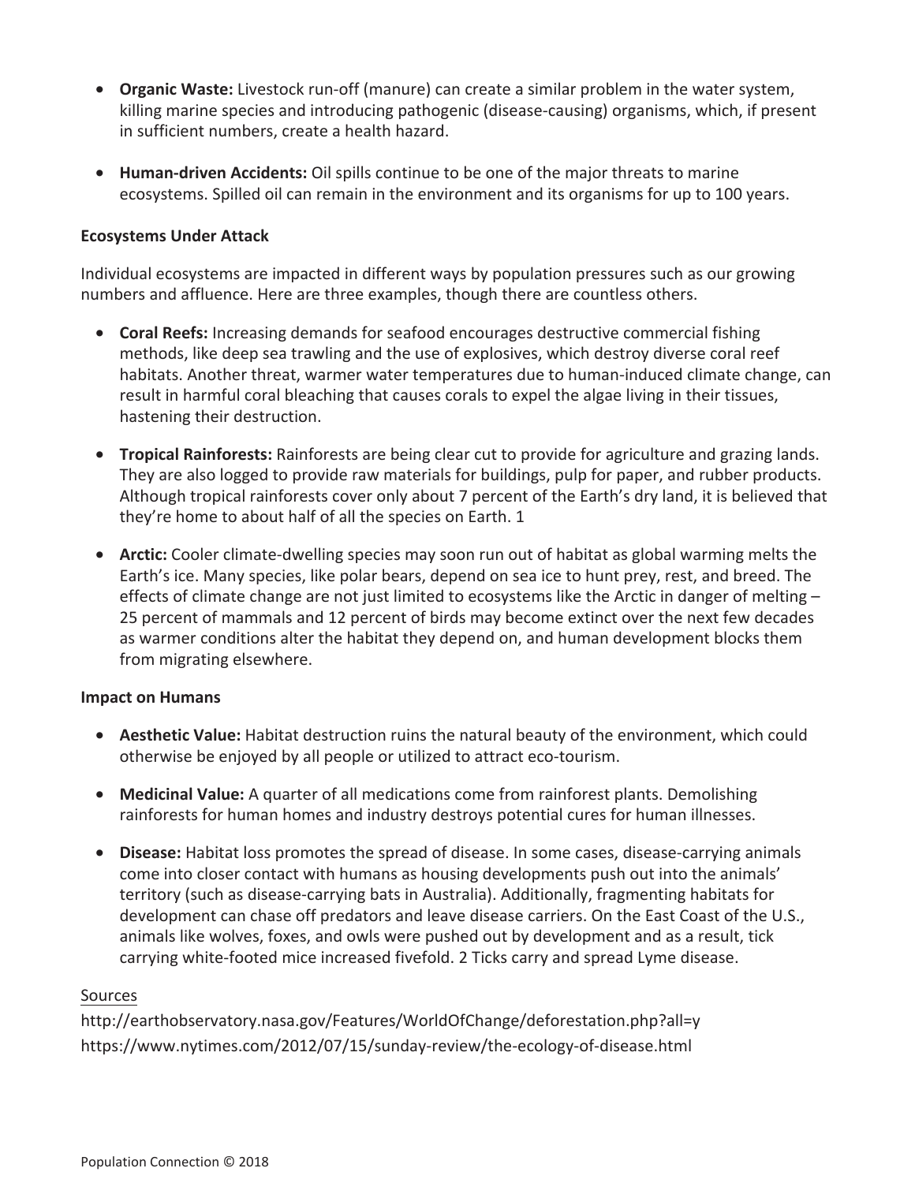- **Organic Waste:** Livestock run-off (manure) can create a similar problem in the water system, killing marine species and introducing pathogenic (disease-causing) organisms, which, if present in sufficient numbers, create a health hazard.

- **Human-driven Accidents:** Oil spills continue to be one of the major threats to marine ecosystems. Spilled oil can remain in the environment and its organisms for up to 100 years.

**Ecosystems Under Attack**

Individual ecosystems are impacted in different ways by population pressures such as our growing numbers and affluence. Here are three examples, though there are countless others.

- **Coral Reefs:** Increasing demands for seafood encourages destructive commercial fishing methods, like deep sea trawling and the use of explosives, which destroy diverse coral reef habitats. Another threat, warmer water temperatures due to human-induced climate change, can result in harmful coral bleaching that causes corals to expel the algae living in their tissues, hastening their destruction.

- **Tropical Rainforests:** Rainforests are being clear cut to provide for agriculture and grazing lands. They are also logged to provide raw materials for buildings, pulp for paper, and rubber products. Although tropical rainforests cover only about 7 percent of the Earth's dry land, it is believed that they're home to about half of all the species on Earth. 1

- **Arctic:** Cooler climate-dwelling species may soon run out of habitat as global warming melts the Earth's ice. Many species, like polar bears, depend on sea ice to hunt prey, rest, and breed. The effects of climate change are not just limited to ecosystems like the Arctic in danger of melting – 25 percent of mammals and 12 percent of birds may become extinct over the next few decades as warmer conditions alter the habitat they depend on, and human development blocks them from migrating elsewhere.

**Impact on Humans**

- **Aesthetic Value:** Habitat destruction ruins the natural beauty of the environment, which could otherwise be enjoyed by all people or utilized to attract eco-tourism.

- **Medicinal Value:** A quarter of all medications come from rainforest plants. Demolishing rainforests for human homes and industry destroys potential cures for human illnesses.

- **Disease:** Habitat loss promotes the spread of disease. In some cases, disease-carrying animals come into closer contact with humans as housing developments push out into the animals' territory (such as disease-carrying bats in Australia). Additionally, fragmenting habitats for development can chase off predators and leave disease carriers. On the East Coast of the U.S., animals like wolves, foxes, and owls were pushed out by development and as a result, tick carrying white-footed mice increased fivefold. 2 Ticks carry and spread Lyme disease.

Sources

http://earthobservatory.nasa.gov/Features/WorldOfChange/deforestation.php?all=y

https://www.nytimes.com/2012/07/15/sunday-review/the-ecology-of-disease.html

Population Connection © 2018